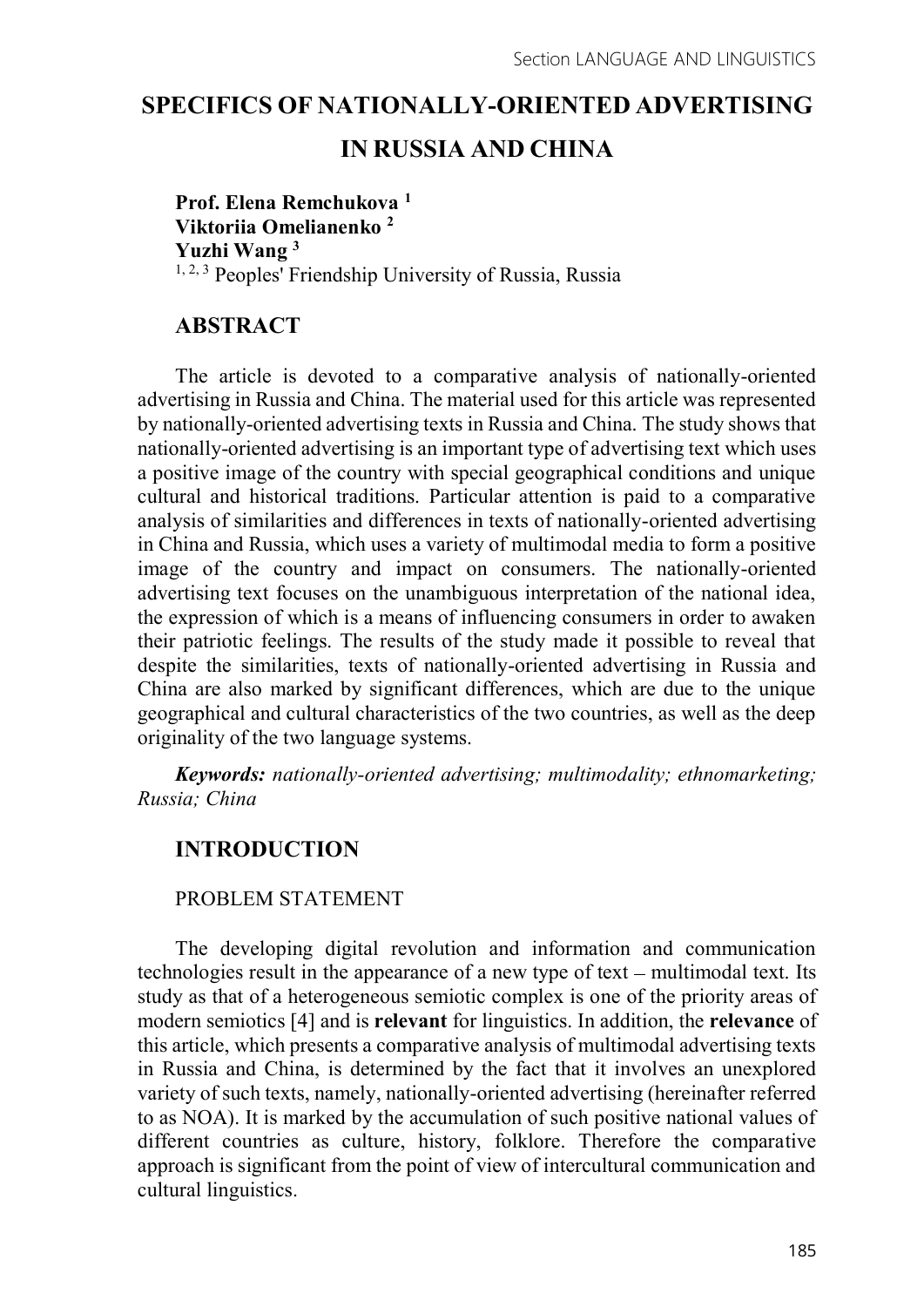# SPECIFICS OF NATIONALLY-ORIENTED ADVERTISING IN RUSSIA AND CHINA

**Prof. Elena Remchukova [1]**
**Viktoriia Omelianenko [2]**
**Yuzhi Wang [3]**
[1, 2, 3] Peoples' Friendship University of Russia, Russia

## ABSTRACT

The article is devoted to a comparative analysis of nationally-oriented advertising in Russia and China. The material used for this article was represented by nationally-oriented advertising texts in Russia and China. The study shows that nationally-oriented advertising is an important type of advertising text which uses a positive image of the country with special geographical conditions and unique cultural and historical traditions. Particular attention is paid to a comparative analysis of similarities and differences in texts of nationally-oriented advertising in China and Russia, which uses a variety of multimodal media to form a positive image of the country and impact on consumers. The nationally-oriented advertising text focuses on the unambiguous interpretation of the national idea, the expression of which is a means of influencing consumers in order to awaken their patriotic feelings. The results of the study made it possible to reveal that despite the similarities, texts of nationally-oriented advertising in Russia and China are also marked by significant differences, which are due to the unique geographical and cultural characteristics of the two countries, as well as the deep originality of the two language systems.

***Keywords:*** *nationally-oriented advertising; multimodality; ethnomarketing; Russia; China*

## INTRODUCTION

### PROBLEM STATEMENT

The developing digital revolution and information and communication technologies result in the appearance of a new type of text – multimodal text. Its study as that of a heterogeneous semiotic complex is one of the priority areas of modern semiotics [4] and is **relevant** for linguistics. In addition, the **relevance** of this article, which presents a comparative analysis of multimodal advertising texts in Russia and China, is determined by the fact that it involves an unexplored variety of such texts, namely, nationally-oriented advertising (hereinafter referred to as NOA). It is marked by the accumulation of such positive national values of different countries as culture, history, folklore. Therefore the comparative approach is significant from the point of view of intercultural communication and cultural linguistics.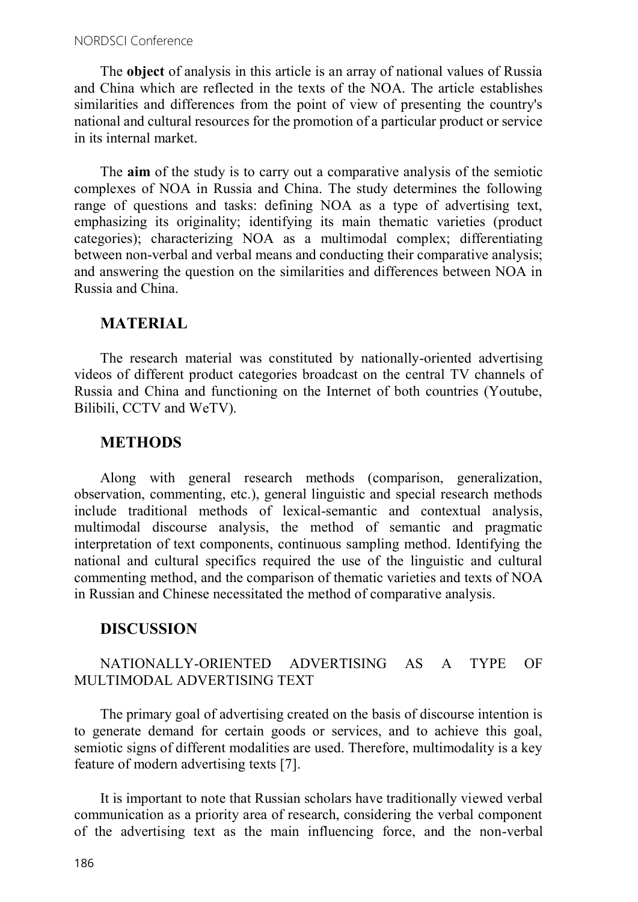The **object** of analysis in this article is an array of national values of Russia and China which are reflected in the texts of the NOA. The article establishes similarities and differences from the point of view of presenting the country's national and cultural resources for the promotion of a particular product or service in its internal market.

The **aim** of the study is to carry out a comparative analysis of the semiotic complexes of NOA in Russia and China. The study determines the following range of questions and tasks: defining NOA as a type of advertising text, emphasizing its originality; identifying its main thematic varieties (product categories); characterizing NOA as a multimodal complex; differentiating between non-verbal and verbal means and conducting their comparative analysis; and answering the question on the similarities and differences between NOA in Russia and China.

## MATERIAL

The research material was constituted by nationally-oriented advertising videos of different product categories broadcast on the central TV channels of Russia and China and functioning on the Internet of both countries (Youtube, Bilibili, CCTV and WeTV).

## METHODS

Along with general research methods (comparison, generalization, observation, commenting, etc.), general linguistic and special research methods include traditional methods of lexical-semantic and contextual analysis, multimodal discourse analysis, the method of semantic and pragmatic interpretation of text components, continuous sampling method. Identifying the national and cultural specifics required the use of the linguistic and cultural commenting method, and the comparison of thematic varieties and texts of NOA in Russian and Chinese necessitated the method of comparative analysis.

## DISCUSSION

### NATIONALLY-ORIENTED ADVERTISING AS A TYPE OF MULTIMODAL ADVERTISING TEXT

The primary goal of advertising created on the basis of discourse intention is to generate demand for certain goods or services, and to achieve this goal, semiotic signs of different modalities are used. Therefore, multimodality is a key feature of modern advertising texts [7].

It is important to note that Russian scholars have traditionally viewed verbal communication as a priority area of research, considering the verbal component of the advertising text as the main influencing force, and the non-verbal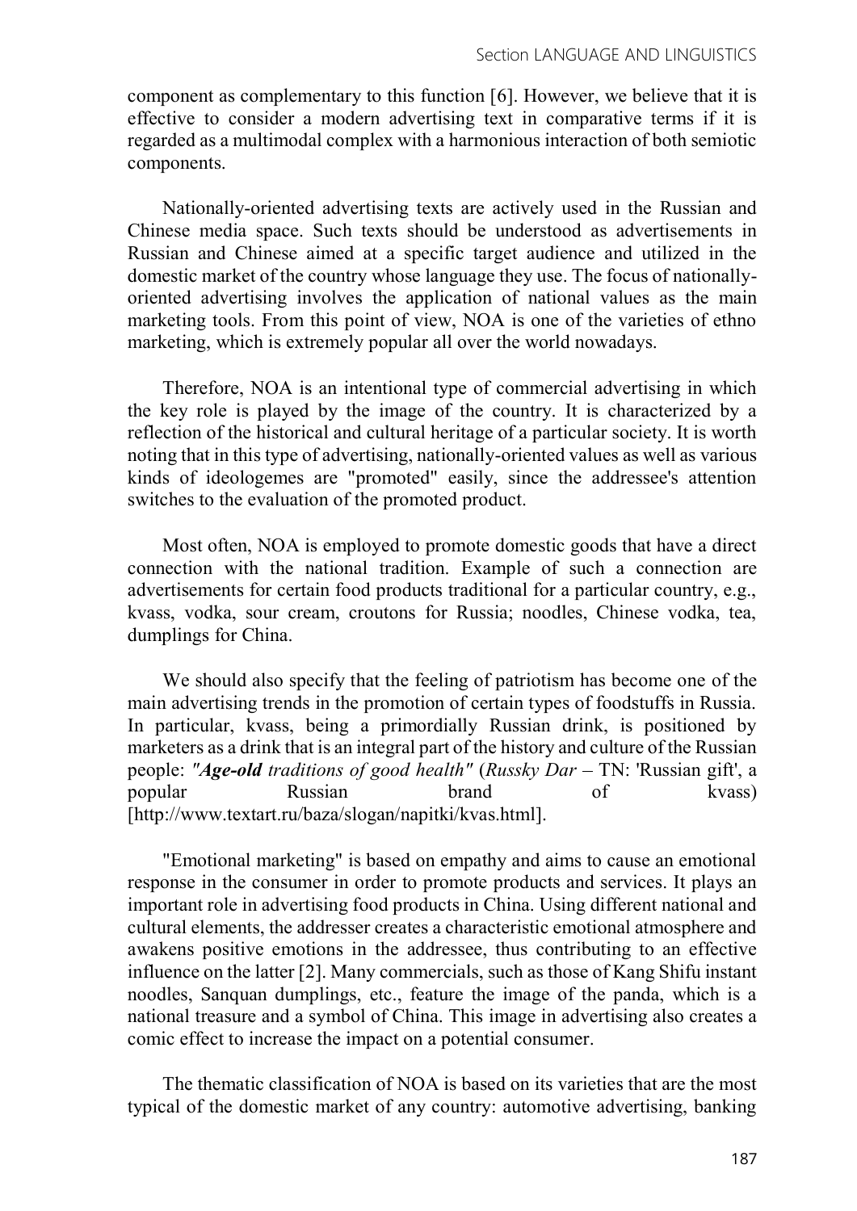component as complementary to this function [6]. However, we believe that it is effective to consider a modern advertising text in comparative terms if it is regarded as a multimodal complex with a harmonious interaction of both semiotic components.

Nationally-oriented advertising texts are actively used in the Russian and Chinese media space. Such texts should be understood as advertisements in Russian and Chinese aimed at a specific target audience and utilized in the domestic market of the country whose language they use. The focus of nationally-oriented advertising involves the application of national values as the main marketing tools. From this point of view, NOA is one of the varieties of ethno marketing, which is extremely popular all over the world nowadays.

Therefore, NOA is an intentional type of commercial advertising in which the key role is played by the image of the country. It is characterized by a reflection of the historical and cultural heritage of a particular society. It is worth noting that in this type of advertising, nationally-oriented values as well as various kinds of ideologemes are "promoted" easily, since the addressee's attention switches to the evaluation of the promoted product.

Most often, NOA is employed to promote domestic goods that have a direct connection with the national tradition. Example of such a connection are advertisements for certain food products traditional for a particular country, e.g., kvass, vodka, sour cream, croutons for Russia; noodles, Chinese vodka, tea, dumplings for China.

We should also specify that the feeling of patriotism has become one of the main advertising trends in the promotion of certain types of foodstuffs in Russia. In particular, kvass, being a primordially Russian drink, is positioned by marketers as a drink that is an integral part of the history and culture of the Russian people: *"**Age-old** traditions of good health"* (*Russky Dar* – TN: 'Russian gift', a popular Russian brand of kvass) [http://www.textart.ru/baza/slogan/napitki/kvas.html].

"Emotional marketing" is based on empathy and aims to cause an emotional response in the consumer in order to promote products and services. It plays an important role in advertising food products in China. Using different national and cultural elements, the addresser creates a characteristic emotional atmosphere and awakens positive emotions in the addressee, thus contributing to an effective influence on the latter [2]. Many commercials, such as those of Kang Shifu instant noodles, Sanquan dumplings, etc., feature the image of the panda, which is a national treasure and a symbol of China. This image in advertising also creates a comic effect to increase the impact on a potential consumer.

The thematic classification of NOA is based on its varieties that are the most typical of the domestic market of any country: automotive advertising, banking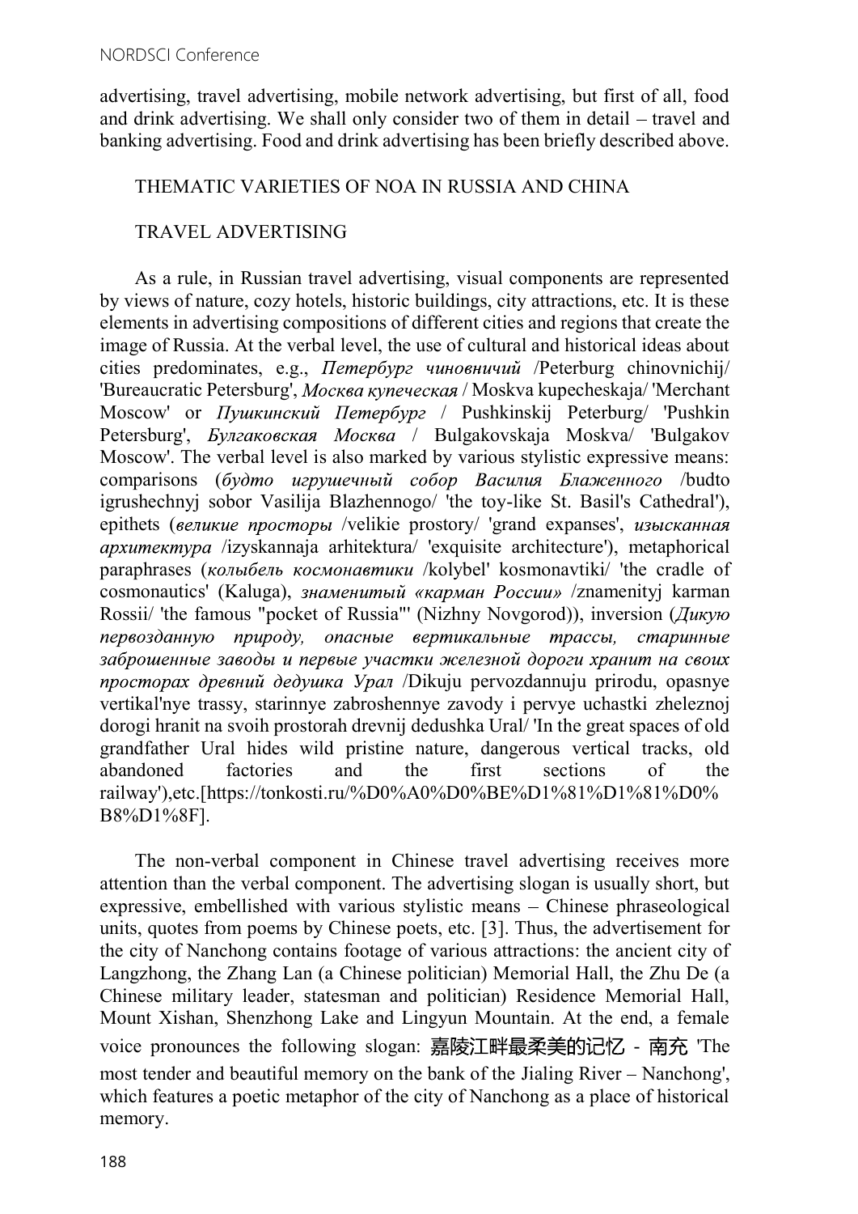advertising, travel advertising, mobile network advertising, but first of all, food and drink advertising. We shall only consider two of them in detail – travel and banking advertising. Food and drink advertising has been briefly described above.

## THEMATIC VARIETIES OF NOA IN RUSSIA AND CHINA

### TRAVEL ADVERTISING

As a rule, in Russian travel advertising, visual components are represented by views of nature, cozy hotels, historic buildings, city attractions, etc. It is these elements in advertising compositions of different cities and regions that create the image of Russia. At the verbal level, the use of cultural and historical ideas about cities predominates, e.g., *Петербург чиновничий* /Peterburg chinovnichij/ 'Bureaucratic Petersburg', *Москва купеческая* / Moskva kupecheskaja/ 'Merchant Moscow' or *Пушкинский Петербург* / Pushkinskij Peterburg/ 'Pushkin Petersburg', *Булгаковская Москва* / Bulgakovskaja Moskva/ 'Bulgakov Moscow'. The verbal level is also marked by various stylistic expressive means: comparisons (*будто игрушечный собор Василия Блаженного* /budto igrushechnyj sobor Vasilija Blazhennogo/ 'the toy-like St. Basil's Cathedral'), epithets (*великие просторы* /velikie prostory/ 'grand expanses', *изысканная архитектура* /izyskannaja arhitektura/ 'exquisite architecture'), metaphorical paraphrases (*колыбель космонавтики* /kolybel' kosmonavtiki/ 'the cradle of cosmonautics' (Kaluga), *знаменитый «карман России»* /znamenityj karman Rossii/ 'the famous "pocket of Russia"' (Nizhny Novgorod)), inversion (*Дикую первозданную природу, опасные вертикальные трассы, старинные заброшенные заводы и первые участки железной дороги хранит на своих просторах древний дедушка Урал* /Dikuju pervozdannuju prirodu, opasnye vertikal'nye trassy, starinnye zabroshennye zavody i pervye uchastki zheleznoj dorogi hranit na svoih prostorah drevnij dedushka Ural/ 'In the great spaces of old grandfather Ural hides wild pristine nature, dangerous vertical tracks, old abandoned factories and the first sections of the railway'),etc.[https://tonkosti.ru/%D0%A0%D0%BE%D1%81%D1%81%D0%B8%D1%8F].

The non-verbal component in Chinese travel advertising receives more attention than the verbal component. The advertising slogan is usually short, but expressive, embellished with various stylistic means – Chinese phraseological units, quotes from poems by Chinese poets, etc. [3]. Thus, the advertisement for the city of Nanchong contains footage of various attractions: the ancient city of Langzhong, the Zhang Lan (a Chinese politician) Memorial Hall, the Zhu De (a Chinese military leader, statesman and politician) Residence Memorial Hall, Mount Xishan, Shenzhong Lake and Lingyun Mountain. At the end, a female voice pronounces the following slogan: 嘉陵江畔最柔美的记忆 - 南充 'The most tender and beautiful memory on the bank of the Jialing River – Nanchong', which features a poetic metaphor of the city of Nanchong as a place of historical memory.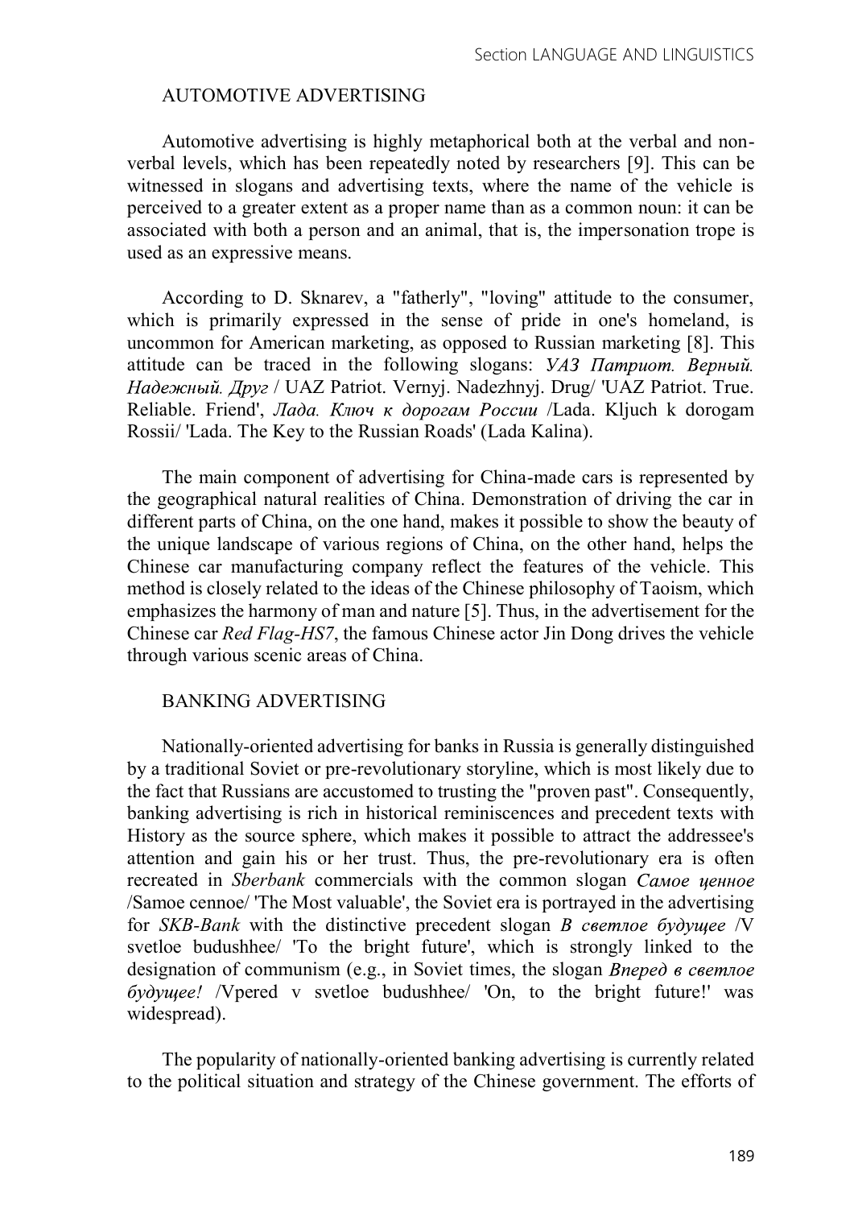## AUTOMOTIVE ADVERTISING

Automotive advertising is highly metaphorical both at the verbal and non-verbal levels, which has been repeatedly noted by researchers [9]. This can be witnessed in slogans and advertising texts, where the name of the vehicle is perceived to a greater extent as a proper name than as a common noun: it can be associated with both a person and an animal, that is, the impersonation trope is used as an expressive means.

According to D. Sknarev, a "fatherly", "loving" attitude to the consumer, which is primarily expressed in the sense of pride in one's homeland, is uncommon for American marketing, as opposed to Russian marketing [8]. This attitude can be traced in the following slogans: *УАЗ Патриот. Верный. Надежный. Друг* / UAZ Patriot. Vernyj. Nadezhnyj. Drug/ 'UAZ Patriot. True. Reliable. Friend', *Лада. Ключ к дорогам России* /Lada. Kljuch k dorogam Rossii/ 'Lada. The Key to the Russian Roads' (Lada Kalina).

The main component of advertising for China-made cars is represented by the geographical natural realities of China. Demonstration of driving the car in different parts of China, on the one hand, makes it possible to show the beauty of the unique landscape of various regions of China, on the other hand, helps the Chinese car manufacturing company reflect the features of the vehicle. This method is closely related to the ideas of the Chinese philosophy of Taoism, which emphasizes the harmony of man and nature [5]. Thus, in the advertisement for the Chinese car *Red Flag-HS7*, the famous Chinese actor Jin Dong drives the vehicle through various scenic areas of China.

## BANKING ADVERTISING

Nationally-oriented advertising for banks in Russia is generally distinguished by a traditional Soviet or pre-revolutionary storyline, which is most likely due to the fact that Russians are accustomed to trusting the "proven past". Consequently, banking advertising is rich in historical reminiscences and precedent texts with History as the source sphere, which makes it possible to attract the addressee's attention and gain his or her trust. Thus, the pre-revolutionary era is often recreated in *Sberbank* commercials with the common slogan *Самое ценное* /Samoe cennoe/ 'The Most valuable', the Soviet era is portrayed in the advertising for *SKB-Bank* with the distinctive precedent slogan *В светлое будущее* /V svetloe budushhee/ 'To the bright future', which is strongly linked to the designation of communism (e.g., in Soviet times, the slogan *Вперед в светлое будущее!* /Vpered v svetloe budushhee/ 'On, to the bright future!' was widespread).

The popularity of nationally-oriented banking advertising is currently related to the political situation and strategy of the Chinese government. The efforts of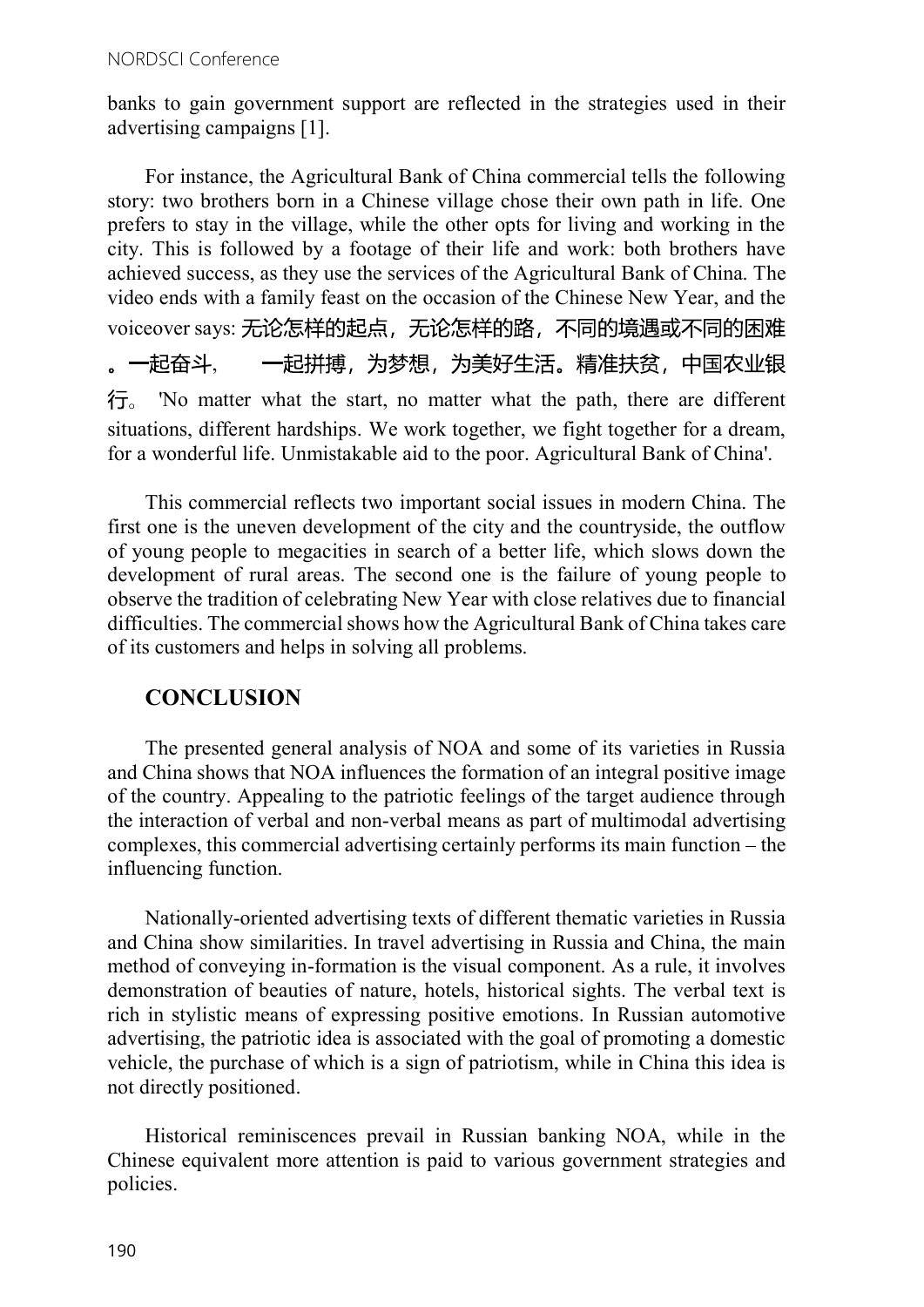banks to gain government support are reflected in the strategies used in their advertising campaigns [1].

For instance, the Agricultural Bank of China commercial tells the following story: two brothers born in a Chinese village chose their own path in life. One prefers to stay in the village, while the other opts for living and working in the city. This is followed by a footage of their life and work: both brothers have achieved success, as they use the services of the Agricultural Bank of China. The video ends with a family feast on the occasion of the Chinese New Year, and the voiceover says: 无论怎样的起点，无论怎样的路，不同的境遇或不同的困难。一起奋斗，　一起拼搏，为梦想，为美好生活。精准扶贫，中国农业银行。 'No matter what the start, no matter what the path, there are different situations, different hardships. We work together, we fight together for a dream, for a wonderful life. Unmistakable aid to the poor. Agricultural Bank of China'.

This commercial reflects two important social issues in modern China. The first one is the uneven development of the city and the countryside, the outflow of young people to megacities in search of a better life, which slows down the development of rural areas. The second one is the failure of young people to observe the tradition of celebrating New Year with close relatives due to financial difficulties. The commercial shows how the Agricultural Bank of China takes care of its customers and helps in solving all problems.

## CONCLUSION

The presented general analysis of NOA and some of its varieties in Russia and China shows that NOA influences the formation of an integral positive image of the country. Appealing to the patriotic feelings of the target audience through the interaction of verbal and non-verbal means as part of multimodal advertising complexes, this commercial advertising certainly performs its main function – the influencing function.

Nationally-oriented advertising texts of different thematic varieties in Russia and China show similarities. In travel advertising in Russia and China, the main method of conveying in-formation is the visual component. As a rule, it involves demonstration of beauties of nature, hotels, historical sights. The verbal text is rich in stylistic means of expressing positive emotions. In Russian automotive advertising, the patriotic idea is associated with the goal of promoting a domestic vehicle, the purchase of which is a sign of patriotism, while in China this idea is not directly positioned.

Historical reminiscences prevail in Russian banking NOA, while in the Chinese equivalent more attention is paid to various government strategies and policies.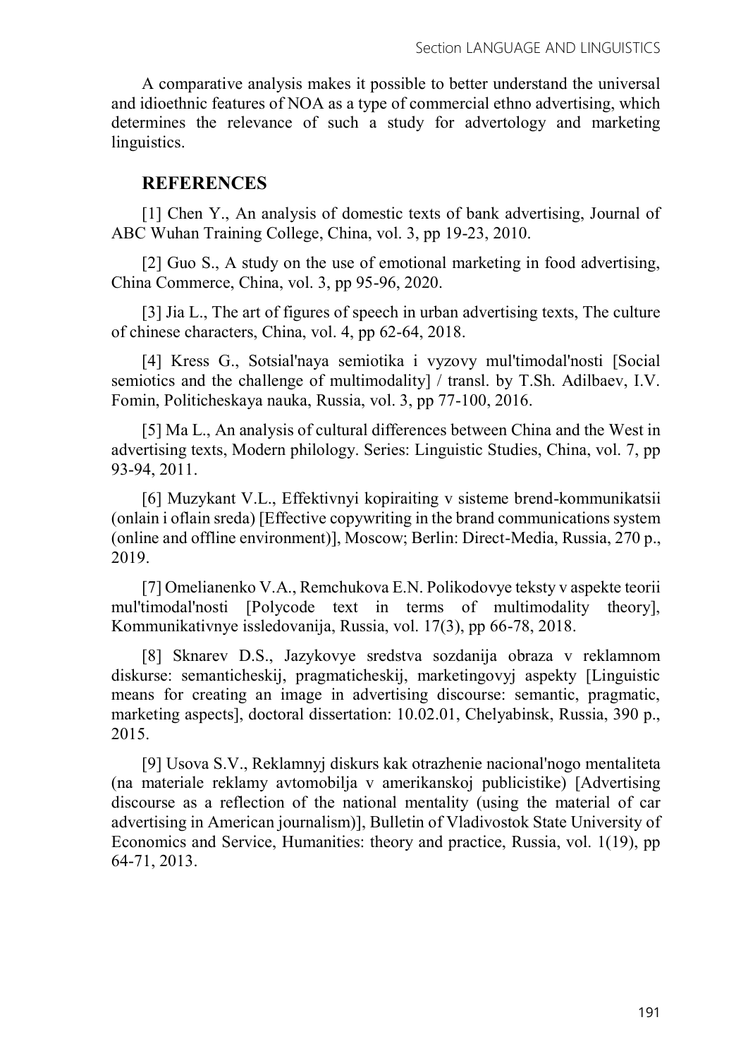A comparative analysis makes it possible to better understand the universal and idioethnic features of NOA as a type of commercial ethno advertising, which determines the relevance of such a study for advertology and marketing linguistics.

## REFERENCES

[1] Chen Y., An analysis of domestic texts of bank advertising, Journal of ABC Wuhan Training College, China, vol. 3, pp 19-23, 2010.

[2] Guo S., A study on the use of emotional marketing in food advertising, China Commerce, China, vol. 3, pp 95-96, 2020.

[3] Jia L., The art of figures of speech in urban advertising texts, The culture of chinese characters, China, vol. 4, pp 62-64, 2018.

[4] Kress G., Sotsial'naya semiotika i vyzovy mul'timodal'nosti [Social semiotics and the challenge of multimodality] / transl. by T.Sh. Adilbaev, I.V. Fomin, Politicheskaya nauka, Russia, vol. 3, pp 77-100, 2016.

[5] Ma L., An analysis of cultural differences between China and the West in advertising texts, Modern philology. Series: Linguistic Studies, China, vol. 7, pp 93-94, 2011.

[6] Muzykant V.L., Effektivnyi kopiraiting v sisteme brend-kommunikatsii (onlain i oflain sreda) [Effective copywriting in the brand communications system (online and offline environment)], Moscow; Berlin: Direct-Media, Russia, 270 p., 2019.

[7] Omelianenko V.A., Remchukova E.N. Polikodovye teksty v aspekte teorii mul'timodal'nosti [Polycode text in terms of multimodality theory], Kommunikativnye issledovanija, Russia, vol. 17(3), pp 66-78, 2018.

[8] Sknarev D.S., Jazykovye sredstva sozdanija obraza v reklamnom diskurse: semanticheskij, pragmaticheskij, marketingovyj aspekty [Linguistic means for creating an image in advertising discourse: semantic, pragmatic, marketing aspects], doctoral dissertation: 10.02.01, Chelyabinsk, Russia, 390 p., 2015.

[9] Usova S.V., Reklamnyj diskurs kak otrazhenie nacional'nogo mentaliteta (na materiale reklamy avtomobilja v amerikanskoj publicistike) [Advertising discourse as a reflection of the national mentality (using the material of car advertising in American journalism)], Bulletin of Vladivostok State University of Economics and Service, Humanities: theory and practice, Russia, vol. 1(19), pp 64-71, 2013.